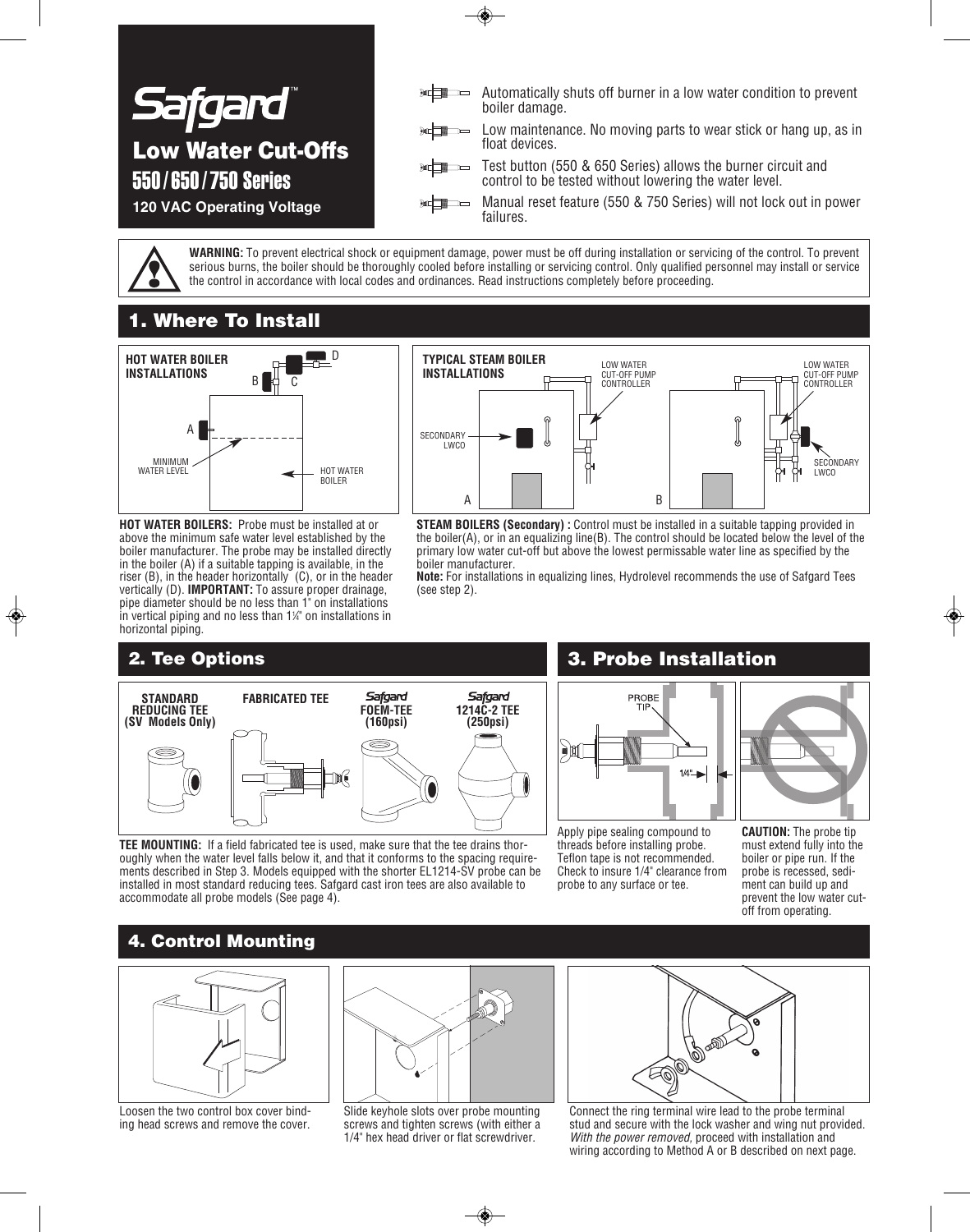# Safgard™

## Low Water Cut-Offs

## 550 / 650 / 750 Series

**120 VAC Operating Voltage**

- Automatically shuts off burner in a low water condition to prevent boiler damage.
- Low maintenance. No moving parts to wear stick or hang up, as in float devices.
- Test button (550 & 650 Series) allows the burner circuit and control to be tested without lowering the water level.
- Manual reset feature (550 & 750 Series) will not lock out in power failures.

**WARNING:** To prevent electrical shock or equipment damage, power must be off during installation or servicing of the control. To prevent serious burns, the boiler should be thoroughly cooled before installing or servicing control. Only qualified personnel may install or service the control in accordance with local codes and ordinances. Read instructions completely before proceeding.

## 1. Where To Install

HOT WATER BOILER INSTALLATIONS

A, B, C, D

MINIMUM WATER LEVEL

HOT WATER BOILER

TYPICAL STEAM BOILER INSTALLATIONS

LOW WATER CUT-OFF PUMP CONTROLLER

SECONDARY LWCO

A, B

**HOT WATER BOILERS:** Probe must be installed at or above the minimum safe water level established by the boiler manufacturer. The probe may be installed directly in the boiler (A) if a suitable tapping is available, in the riser (B), in the header horizontally (C), or in the header vertically (D). **IMPORTANT:** To assure proper drainage, pipe diameter should be no less than 1" on installations in vertical piping and no less than 1¼" on installations in horizontal piping.

**STEAM BOILERS (Secondary) :** Control must be installed in a suitable tapping provided in the boiler(A), or in an equalizing line(B). The control should be located below the level of the primary low water cut-off but above the lowest permissable water line as specified by the boiler manufacturer.

**Note:** For installations in equalizing lines, Hydrolevel recommends the use of Safgard Tees (see step 2).

## 2. Tee Options

STANDARD REDUCING TEE (SV Models Only)

FABRICATED TEE

Safgard FOEM-TEE (160psi)

Safgard 1214C-2 TEE (250psi)

**TEE MOUNTING:** If a field fabricated tee is used, make sure that the tee drains thoroughly when the water level falls below it, and that it conforms to the spacing requirements described in Step 3. Models equipped with the shorter EL1214-SV probe can be installed in most standard reducing tees. Safgard cast iron tees are also available to accommodate all probe models (See page 4).

## 3. Probe Installation

PROBE TIP

1/4"

Apply pipe sealing compound to threads before installing probe. Teflon tape is not recommended. Check to insure 1/4" clearance from probe to any surface or tee.

**CAUTION:** The probe tip must extend fully into the boiler or pipe run. If the probe is recessed, sediment can build up and prevent the low water cut-off from operating.

## 4. Control Mounting

Loosen the two control box cover binding head screws and remove the cover.

Slide keyhole slots over probe mounting screws and tighten screws (with either a 1/4" hex head driver or flat screwdriver.

Connect the ring terminal wire lead to the probe terminal stud and secure with the lock washer and wing nut provided. *With the power removed,* proceed with installation and wiring according to Method A or B described on next page.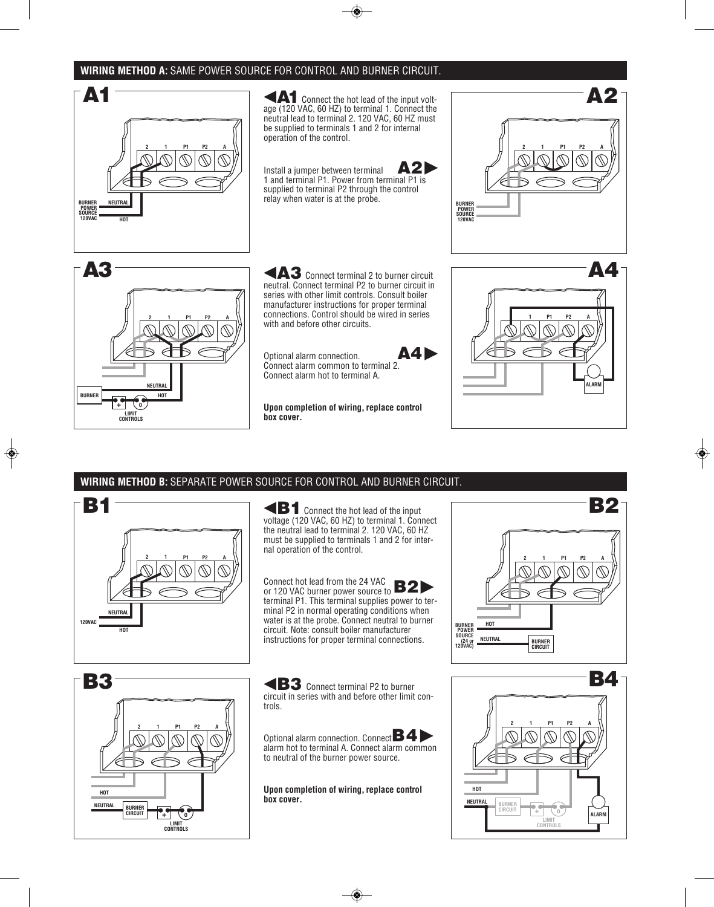## WIRING METHOD A: SAME POWER SOURCE FOR CONTROL AND BURNER CIRCUIT.

**A1** Connect the hot lead of the input voltage (120 VAC, 60 HZ) to terminal 1. Connect the neutral lead to terminal 2. 120 VAC, 60 HZ must be supplied to terminals 1 and 2 for internal operation of the control.

**A2** Install a jumper between terminal 1 and terminal P1. Power from terminal P1 is supplied to terminal P2 through the control relay when water is at the probe.

**A3** Connect terminal 2 to burner circuit neutral. Connect terminal P2 to burner circuit in series with other limit controls. Consult boiler manufacturer instructions for proper terminal connections. Control should be wired in series with and before other circuits.

**A4** Optional alarm connection. Connect alarm common to terminal 2. Connect alarm hot to terminal A.

**Upon completion of wiring, replace control box cover.**

## WIRING METHOD B: SEPARATE POWER SOURCE FOR CONTROL AND BURNER CIRCUIT.

**B1** Connect the hot lead of the input voltage (120 VAC, 60 HZ) to terminal 1. Connect the neutral lead to terminal 2. 120 VAC, 60 HZ must be supplied to terminals 1 and 2 for internal operation of the control.

**B2** Connect hot lead from the 24 VAC or 120 VAC burner power source to terminal P1. This terminal supplies power to terminal P2 in normal operating conditions when water is at the probe. Connect neutral to burner circuit. Note: consult boiler manufacturer instructions for proper terminal connections.

**B3** Connect terminal P2 to burner circuit in series with and before other limit controls.

**B4** Optional alarm connection. Connect alarm hot to terminal A. Connect alarm common to neutral of the burner power source.

**Upon completion of wiring, replace control box cover.**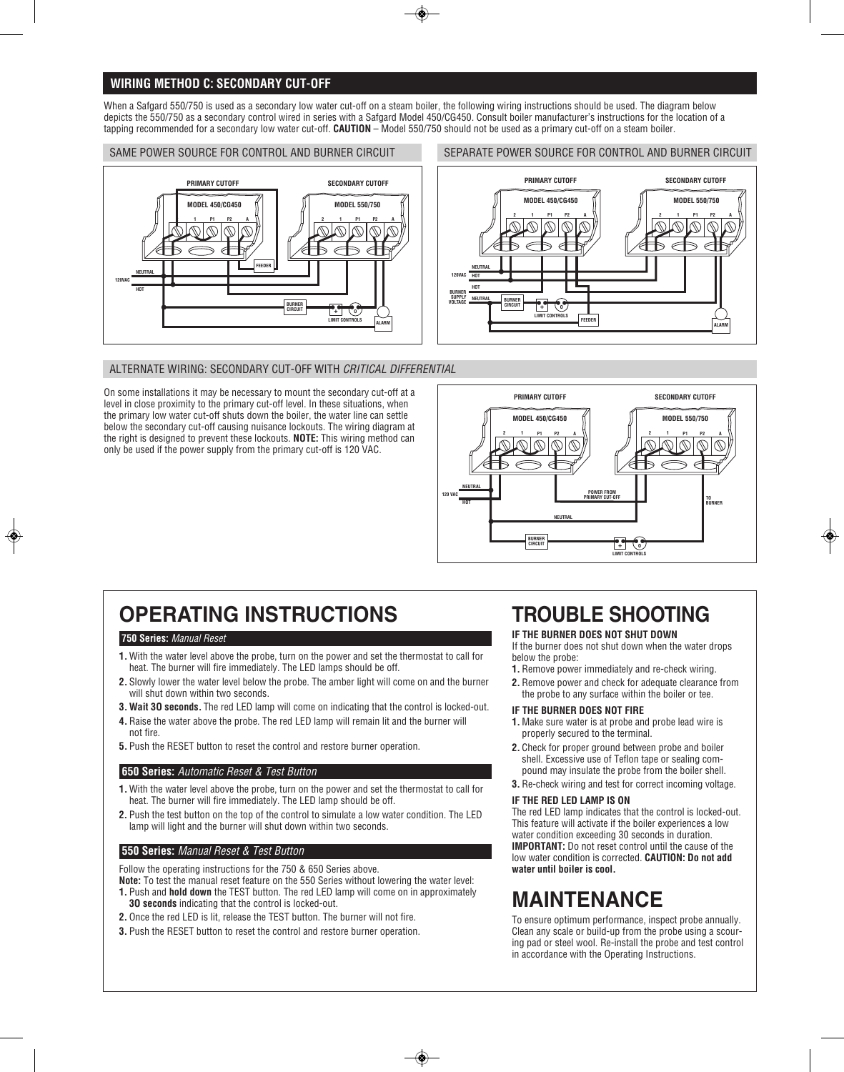## WIRING METHOD C: SECONDARY CUT-OFF

When a Safgard 550/750 is used as a secondary low water cut-off on a steam boiler, the following wiring instructions should be used. The diagram below depicts the 550/750 as a secondary control wired in series with a Safgard Model 450/CG450. Consult boiler manufacturer's instructions for the location of a tapping recommended for a secondary low water cut-off. **CAUTION** – Model 550/750 should not be used as a primary cut-off on a steam boiler.

### SAME POWER SOURCE FOR CONTROL AND BURNER CIRCUIT

PRIMARY CUTOFF — MODEL 450/CG450 — 1, P1, P2, A
SECONDARY CUTOFF — MODEL 550/750 — 2, 1, P1, P2, A
120VAC — NEUTRAL, HOT — FEEDER — BURNER CIRCUIT — LIMIT CONTROLS — ALARM

### SEPARATE POWER SOURCE FOR CONTROL AND BURNER CIRCUIT

PRIMARY CUTOFF — MODEL 450/CG450 — 2, 1, P1, P2, A
SECONDARY CUTOFF — MODEL 550/750 — 2, 1, P1, P2, A
120VAC — NEUTRAL, HOT — BURNER SUPPLY VOLTAGE — HOT, NEUTRAL — BURNER CIRCUIT — LIMIT CONTROLS — FEEDER — ALARM

### ALTERNATE WIRING: SECONDARY CUT-OFF WITH *CRITICAL DIFFERENTIAL*

On some installations it may be necessary to mount the secondary cut-off at a level in close proximity to the primary cut-off level. In these situations, when the primary low water cut-off shuts down the boiler, the water line can settle below the secondary cut-off causing nuisance lockouts. The wiring diagram at the right is designed to prevent these lockouts. **NOTE:** This wiring method can only be used if the power supply from the primary cut-off is 120 VAC.

PRIMARY CUTOFF — MODEL 450/CG450 — 2, 1, P1, P2, A
SECONDARY CUTOFF — MODEL 550/750 — 2, 1, P1, P2, A
120 VAC — NEUTRAL, HOT — POWER FROM PRIMARY CUT-OFF — NEUTRAL — TO BURNER — BURNER CIRCUIT — LIMIT CONTROLS

# OPERATING INSTRUCTIONS

### 750 Series: *Manual Reset*

1. With the water level above the probe, turn on the power and set the thermostat to call for heat. The burner will fire immediately. The LED lamps should be off.
2. Slowly lower the water level below the probe. The amber light will come on and the burner will shut down within two seconds.
3. **Wait 30 seconds.** The red LED lamp will come on indicating that the control is locked-out.
4. Raise the water above the probe. The red LED lamp will remain lit and the burner will not fire.
5. Push the RESET button to reset the control and restore burner operation.

### 650 Series: *Automatic Reset & Test Button*

1. With the water level above the probe, turn on the power and set the thermostat to call for heat. The burner will fire immediately. The LED lamp should be off.
2. Push the test button on the top of the control to simulate a low water condition. The LED lamp will light and the burner will shut down within two seconds.

### 550 Series: *Manual Reset & Test Button*

Follow the operating instructions for the 750 & 650 Series above.

**Note:** To test the manual reset feature on the 550 Series without lowering the water level:

1. Push and **hold down** the TEST button. The red LED lamp will come on in approximately **30 seconds** indicating that the control is locked-out.
2. Once the red LED is lit, release the TEST button. The burner will not fire.
3. Push the RESET button to reset the control and restore burner operation.

# TROUBLE SHOOTING

**IF THE BURNER DOES NOT SHUT DOWN**

If the burner does not shut down when the water drops below the probe:

1. Remove power immediately and re-check wiring.
2. Remove power and check for adequate clearance from the probe to any surface within the boiler or tee.

**IF THE BURNER DOES NOT FIRE**

1. Make sure water is at probe and probe lead wire is properly secured to the terminal.
2. Check for proper ground between probe and boiler shell. Excessive use of Teflon tape or sealing compound may insulate the probe from the boiler shell.
3. Re-check wiring and test for correct incoming voltage.

**IF THE RED LED LAMP IS ON**

The red LED lamp indicates that the control is locked-out. This feature will activate if the boiler experiences a low water condition exceeding 30 seconds in duration. **IMPORTANT:** Do not reset control until the cause of the low water condition is corrected. **CAUTION: Do not add water until boiler is cool.**

# MAINTENANCE

To ensure optimum performance, inspect probe annually. Clean any scale or build-up from the probe using a scouring pad or steel wool. Re-install the probe and test control in accordance with the Operating Instructions.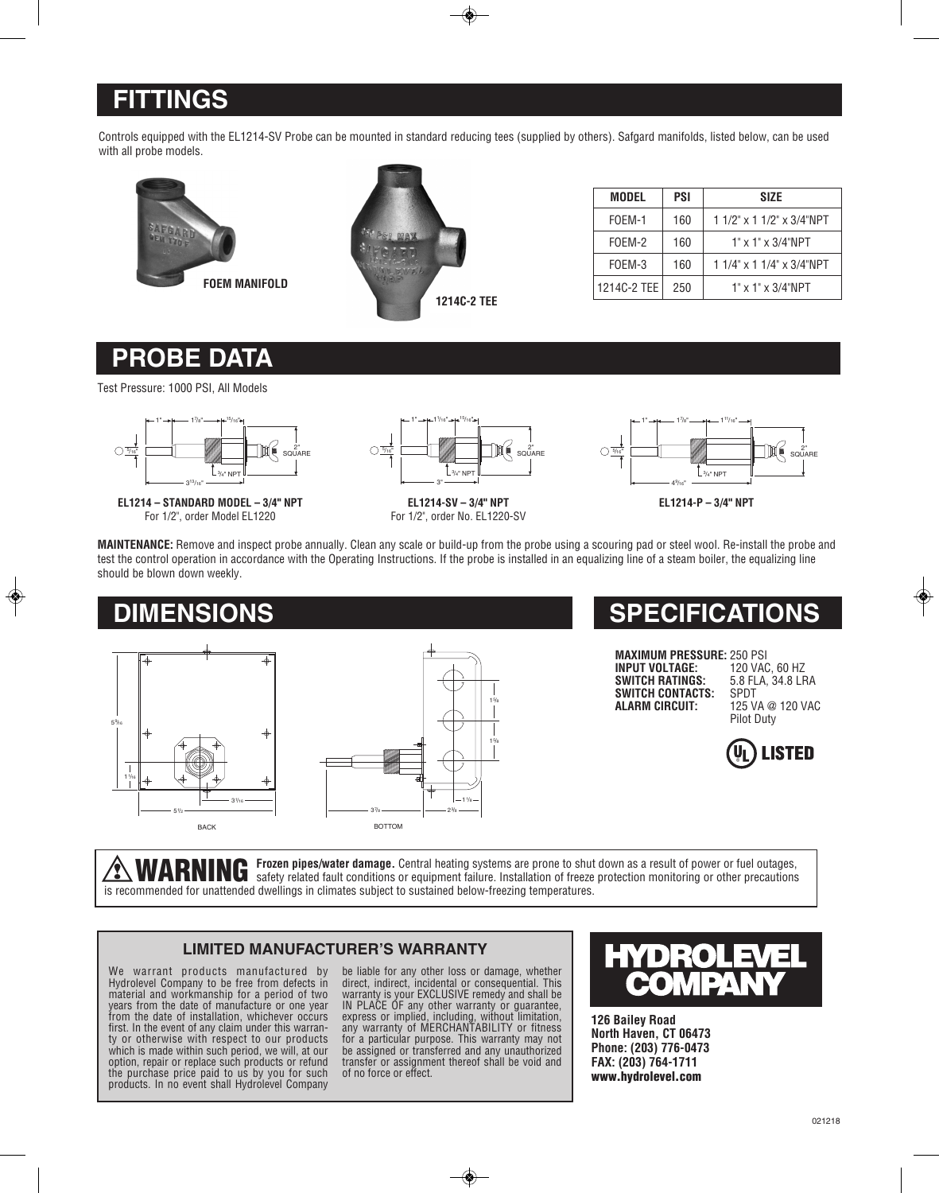## FITTINGS

Controls equipped with the EL1214-SV Probe can be mounted in standard reducing tees (supplied by others). Safgard manifolds, listed below, can be used with all probe models.

FOEM MANIFOLD

1214C-2 TEE

| MODEL | PSI | SIZE |
|---|---|---|
| FOEM-1 | 160 | 1 1/2" x 1 1/2" x 3/4"NPT |
| FOEM-2 | 160 | 1" x 1" x 3/4"NPT |
| FOEM-3 | 160 | 1 1/4" x 1 1/4" x 3/4"NPT |
| 1214C-2 TEE | 250 | 1" x 1" x 3/4"NPT |

## PROBE DATA

Test Pressure: 1000 PSI, All Models

**EL1214 – STANDARD MODEL – 3/4" NPT**
For 1/2", order Model EL1220

**EL1214-SV – 3/4" NPT**
For 1/2", order No. EL1220-SV

**EL1214-P – 3/4" NPT**

**MAINTENANCE:** Remove and inspect probe annually. Clean any scale or build-up from the probe using a scouring pad or steel wool. Re-install the probe and test the control operation in accordance with the Operating Instructions. If the probe is installed in an equalizing line of a steam boiler, the equalizing line should be blown down weekly.

## DIMENSIONS

BACK

BOTTOM

## SPECIFICATIONS

**MAXIMUM PRESSURE:** 250 PSI
**INPUT VOLTAGE:** 120 VAC, 60 HZ
**SWITCH RATINGS:** 5.8 FLA, 34.8 LRA
**SWITCH CONTACTS:** SPDT
**ALARM CIRCUIT:** 125 VA @ 120 VAC Pilot Duty

UL LISTED

**⚠ WARNING** **Frozen pipes/water damage.** Central heating systems are prone to shut down as a result of power or fuel outages, safety related fault conditions or equipment failure. Installation of freeze protection monitoring or other precautions is recommended for unattended dwellings in climates subject to sustained below-freezing temperatures.

### LIMITED MANUFACTURER'S WARRANTY

We warrant products manufactured by Hydrolevel Company to be free from defects in material and workmanship for a period of two years from the date of manufacture or one year from the date of installation, whichever occurs first. In the event of any claim under this warranty or otherwise with respect to our products which is made within such period, we will, at our option, repair or replace such products or refund the purchase price paid to us by you for such products. In no event shall Hydrolevel Company be liable for any other loss or damage, whether direct, indirect, incidental or consequential. This warranty is your EXCLUSIVE remedy and shall be IN PLACE OF any other warranty or guarantee, express or implied, including, without limitation, any warranty of MERCHANTABILITY or fitness for a particular purpose. This warranty may not be assigned or transferred and any unauthorized transfer or assignment thereof shall be void and of no force or effect.

**HYDROLEVEL COMPANY**

**126 Bailey Road**
**North Haven, CT 06473**
**Phone: (203) 776-0473**
**FAX: (203) 764-1711**
**www.hydrolevel.com**

021218